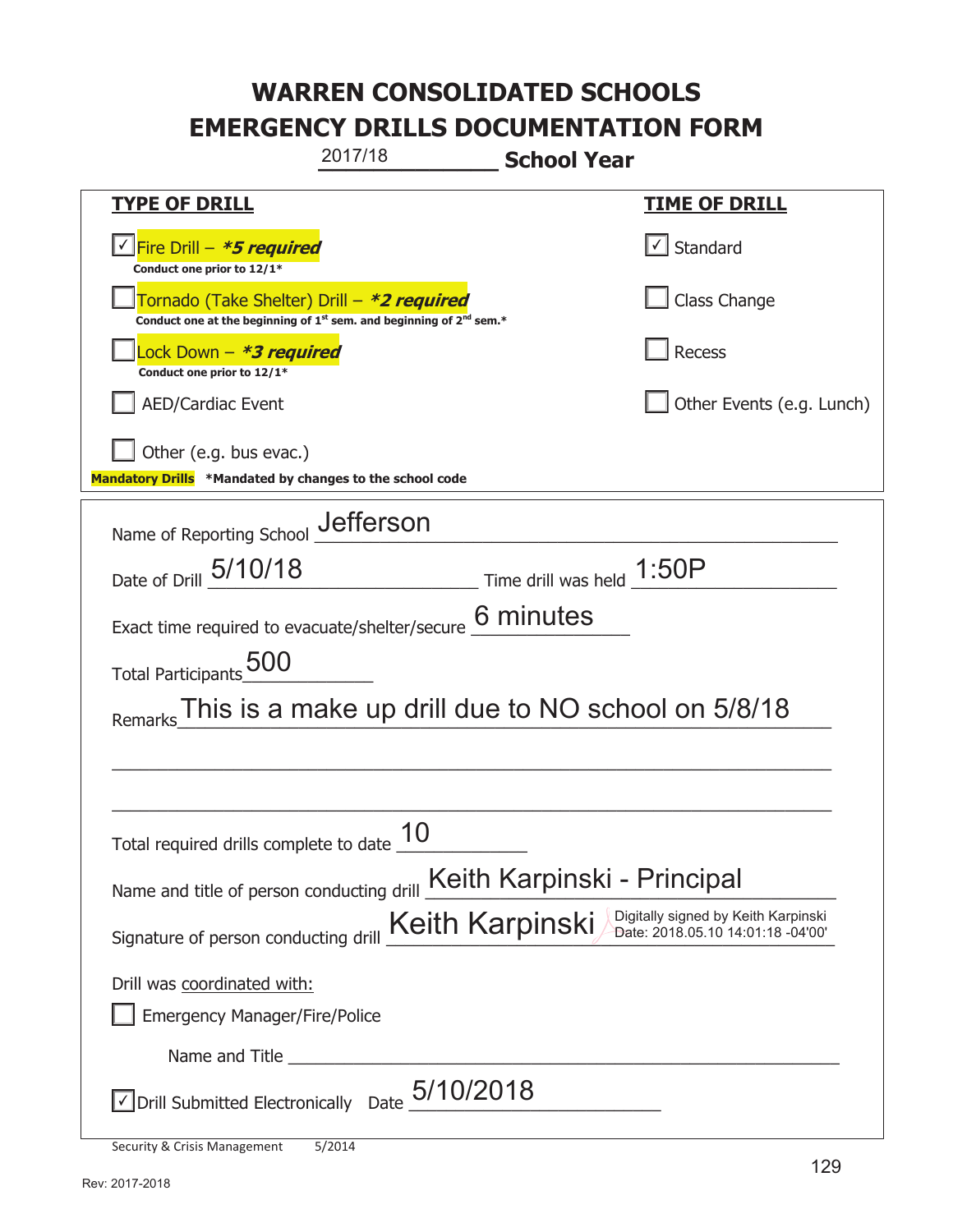# WARREN CONSOLIDATED SCHOOLS
# EMERGENCY DRILLS DOCUMENTATION FORM

2017/18 **School Year**

| **TYPE OF DRILL** | **TIME OF DRILL** |
|---|---|
| ☑ Fire Drill – ***5 required*** <br> **Conduct one prior to 12/1*** | ☑ Standard |
| ☐ Tornado (Take Shelter) Drill – ***2 required*** <br> **Conduct one at the beginning of 1st sem. and beginning of 2nd sem.*** | ☐ Class Change |
| ☐ Lock Down – ***3 required*** <br> **Conduct one prior to 12/1*** | ☐ Recess |
| ☐ AED/Cardiac Event | ☐ Other Events (e.g. Lunch) |
| ☐ Other (e.g. bus evac.) | |

**Mandatory Drills** ***Mandated by changes to the school code**

Name of Reporting School: Jefferson

Date of Drill: 5/10/18 Time drill was held: 1:50P

Exact time required to evacuate/shelter/secure: 6 minutes

Total Participants: 500

Remarks: This is a make up drill due to NO school on 5/8/18

Total required drills complete to date: 10

Name and title of person conducting drill: Keith Karpinski - Principal

Signature of person conducting drill: Keith Karpinski (Digitally signed by Keith Karpinski Date: 2018.05.10 14:01:18 -04'00')

Drill was coordinated with:

☐ Emergency Manager/Fire/Police

Name and Title: ______________________

☑ Drill Submitted Electronically Date: 5/10/2018

Security & Crisis Management 5/2014

Rev: 2017-2018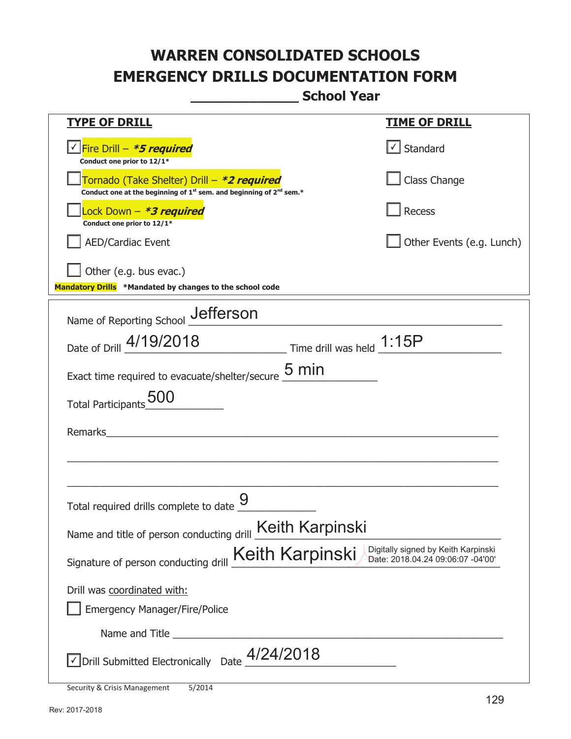# WARREN CONSOLIDATED SCHOOLS
# EMERGENCY DRILLS DOCUMENTATION FORM
## _____________ School Year

| TYPE OF DRILL | TIME OF DRILL |
|---|---|
| ☑ Fire Drill – ***5 required** <br> **Conduct one prior to 12/1*** | ☑ Standard |
| ☐ Tornado (Take Shelter) Drill – ***2 required** <br> **Conduct one at the beginning of 1st sem. and beginning of 2nd sem.*** | ☐ Class Change |
| ☐ Lock Down – ***3 required** <br> **Conduct one prior to 12/1*** | ☐ Recess |
| ☐ AED/Cardiac Event | ☐ Other Events (e.g. Lunch) |
| ☐ Other (e.g. bus evac.) | |

**Mandatory Drills** ***Mandated by changes to the school code**

Name of Reporting School Jefferson

Date of Drill 4/19/2018 Time drill was held 1:15P

Exact time required to evacuate/shelter/secure 5 min

Total Participants 500

Remarks ____________________________________________

____________________________________________

____________________________________________

Total required drills complete to date 9

Name and title of person conducting drill Keith Karpinski

Signature of person conducting drill Keith Karpinski (Digitally signed by Keith Karpinski Date: 2018.04.24 09:06:07 -04'00')

Drill was coordinated with:

☐ Emergency Manager/Fire/Police

Name and Title ____________________________________________

☑ Drill Submitted Electronically Date 4/24/2018

Security & Crisis Management 5/2014

Rev: 2017-2018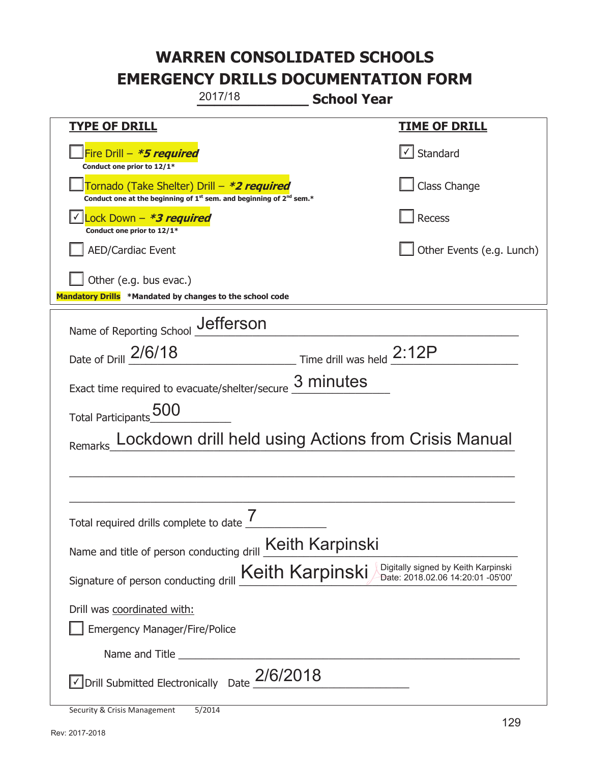# WARREN CONSOLIDATED SCHOOLS
# EMERGENCY DRILLS DOCUMENTATION FORM

2017/18 **School Year**

| **TYPE OF DRILL** | **TIME OF DRILL** |
|---|---|
| ☐ Fire Drill – ***\*5 required*** <br> **Conduct one prior to 12/1\*** | ☑ Standard |
| ☐ Tornado (Take Shelter) Drill – ***\*2 required*** <br> **Conduct one at the beginning of 1st sem. and beginning of 2nd sem.\*** | ☐ Class Change |
| ☑ Lock Down – ***\*3 required*** <br> **Conduct one prior to 12/1\*** | ☐ Recess |
| ☐ AED/Cardiac Event | ☐ Other Events (e.g. Lunch) |
| ☐ Other (e.g. bus evac.) | |

**Mandatory Drills** **\*Mandated by changes to the school code**

Name of Reporting School: Jefferson

Date of Drill: 2/6/18 Time drill was held: 2:12P

Exact time required to evacuate/shelter/secure: 3 minutes

Total Participants: 500

Remarks: Lockdown drill held using Actions from Crisis Manual

Total required drills complete to date: 7

Name and title of person conducting drill: Keith Karpinski

Signature of person conducting drill: Keith Karpinski (Digitally signed by Keith Karpinski Date: 2018.02.06 14:20:01 -05'00')

Drill was coordinated with:

☐ Emergency Manager/Fire/Police

Name and Title: ______

☑ Drill Submitted Electronically Date: 2/6/2018

Security & Crisis Management 5/2014

Rev: 2017-2018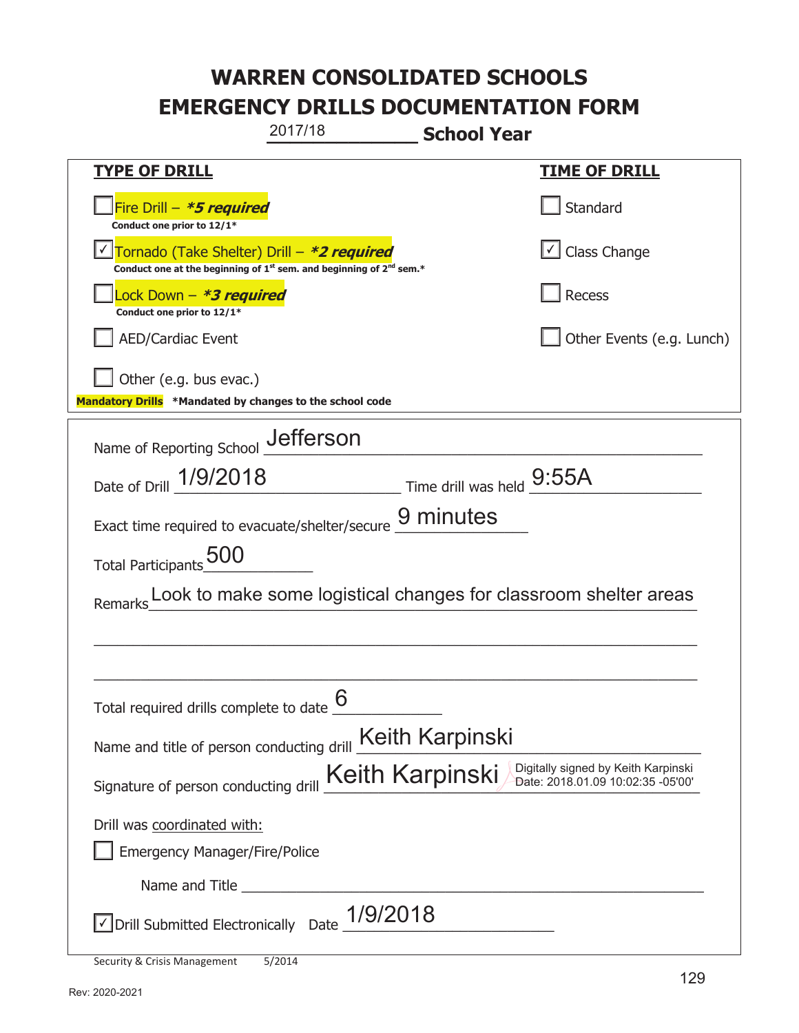# WARREN CONSOLIDATED SCHOOLS
# EMERGENCY DRILLS DOCUMENTATION FORM

2017/18 **School Year**

| **TYPE OF DRILL** | **TIME OF DRILL** |
|---|---|
| ☐ Fire Drill – ***5 required** <br> **Conduct one prior to 12/1*** | ☐ Standard |
| ☑ Tornado (Take Shelter) Drill – ***2 required** <br> **Conduct one at the beginning of 1st sem. and beginning of 2nd sem.*** | ☑ Class Change |
| ☐ Lock Down – ***3 required** <br> **Conduct one prior to 12/1*** | ☐ Recess |
| ☐ AED/Cardiac Event | ☐ Other Events (e.g. Lunch) |
| ☐ Other (e.g. bus evac.) | |

**Mandatory Drills** ***Mandated by changes to the school code**

Name of Reporting School: Jefferson

Date of Drill: 1/9/2018 Time drill was held: 9:55A

Exact time required to evacuate/shelter/secure: 9 minutes

Total Participants: 500

Remarks: Look to make some logistical changes for classroom shelter areas

Total required drills complete to date: 6

Name and title of person conducting drill: Keith Karpinski

Signature of person conducting drill: Keith Karpinski — Digitally signed by Keith Karpinski Date: 2018.01.09 10:02:35 -05'00'

Drill was coordinated with:

☐ Emergency Manager/Fire/Police

Name and Title: ____________________

☑ Drill Submitted Electronically Date: 1/9/2018

Security & Crisis Management 5/2014

Rev: 2020-2021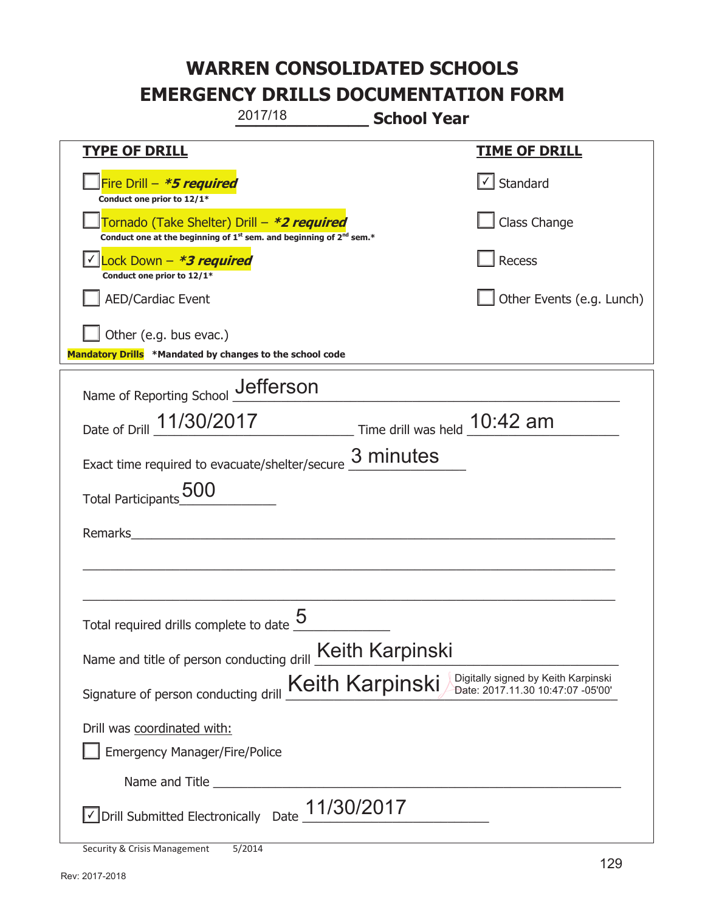# WARREN CONSOLIDATED SCHOOLS
# EMERGENCY DRILLS DOCUMENTATION FORM

2017/18 **School Year**

| **TYPE OF DRILL** | **TIME OF DRILL** |
|---|---|
| ☐ Fire Drill – ***\*5 required*** Conduct one prior to 12/1* | ☑ Standard |
| ☐ Tornado (Take Shelter) Drill – ***\*2 required*** Conduct one at the beginning of 1st sem. and beginning of 2nd sem.* | ☐ Class Change |
| ☑ Lock Down – ***\*3 required*** Conduct one prior to 12/1* | ☐ Recess |
| ☐ AED/Cardiac Event | ☐ Other Events (e.g. Lunch) |
| ☐ Other (e.g. bus evac.) | |

**Mandatory Drills** **\*Mandated by changes to the school code**

Name of Reporting School: Jefferson

Date of Drill: 11/30/2017 Time drill was held: 10:42 am

Exact time required to evacuate/shelter/secure: 3 minutes

Total Participants: 500

Remarks: 

Total required drills complete to date: 5

Name and title of person conducting drill: Keith Karpinski

Signature of person conducting drill: Keith Karpinski (Digitally signed by Keith Karpinski Date: 2017.11.30 10:47:07 -05'00')

Drill was coordinated with:

☐ Emergency Manager/Fire/Police

Name and Title: 

☑ Drill Submitted Electronically Date: 11/30/2017

Security & Crisis Management 5/2014

Rev: 2017-2018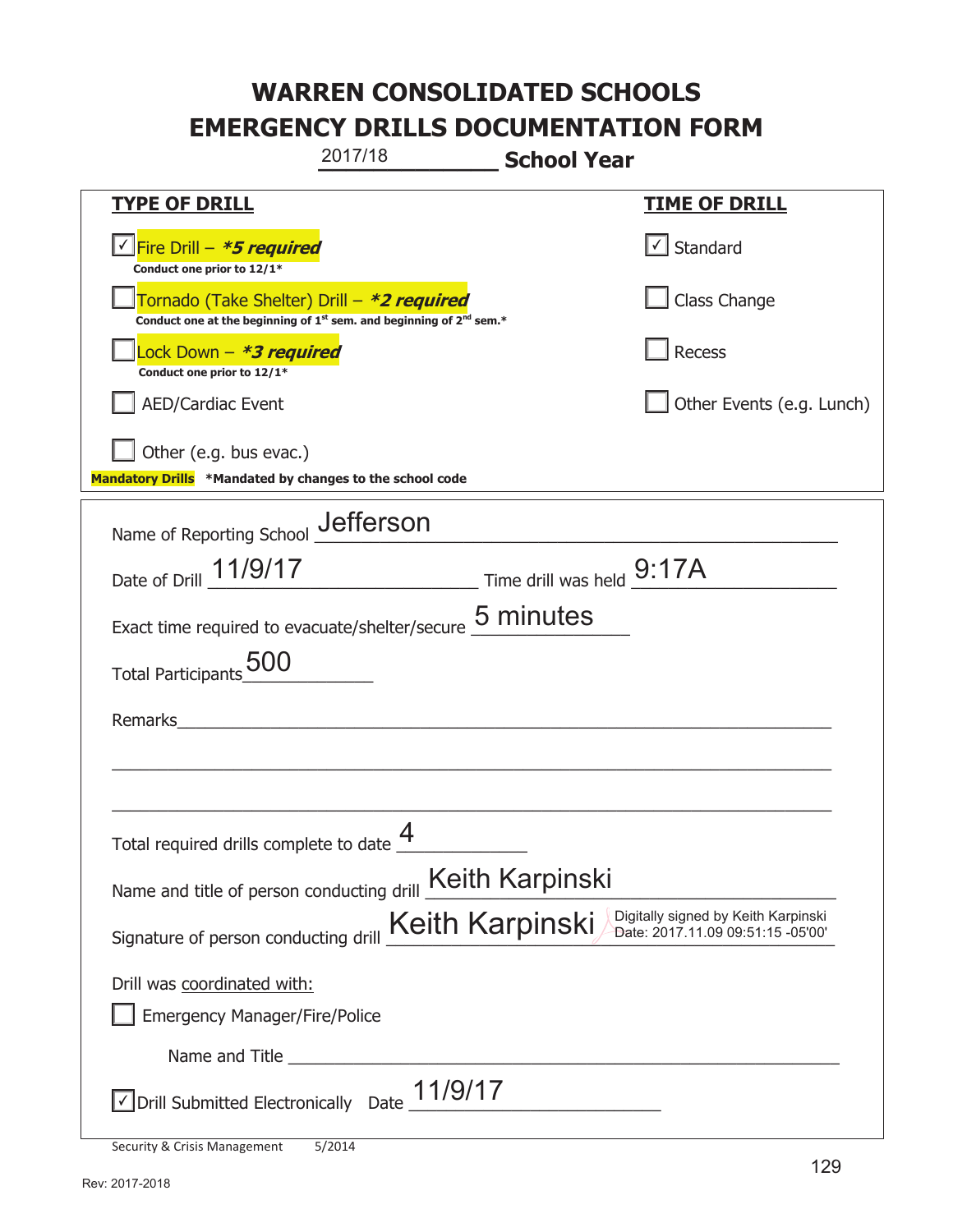# WARREN CONSOLIDATED SCHOOLS
# EMERGENCY DRILLS DOCUMENTATION FORM

2017/18 **School Year**

| **TYPE OF DRILL** | **TIME OF DRILL** |
|---|---|
| ☑ Fire Drill – ***5 required*** <br> **Conduct one prior to 12/1*** | ☑ Standard |
| ☐ Tornado (Take Shelter) Drill – ***2 required*** <br> **Conduct one at the beginning of 1st sem. and beginning of 2nd sem.*** | ☐ Class Change |
| ☐ Lock Down – ***3 required*** <br> **Conduct one prior to 12/1*** | ☐ Recess |
| ☐ AED/Cardiac Event | ☐ Other Events (e.g. Lunch) |
| ☐ Other (e.g. bus evac.) | |

**Mandatory Drills** ***Mandated by changes to the school code**

Name of Reporting School: Jefferson

Date of Drill: 11/9/17 Time drill was held: 9:17A

Exact time required to evacuate/shelter/secure: 5 minutes

Total Participants: 500

Remarks: ______________________________

Total required drills complete to date: 4

Name and title of person conducting drill: Keith Karpinski

Signature of person conducting drill: Keith Karpinski Digitally signed by Keith Karpinski Date: 2017.11.09 09:51:15 -05'00'

Drill was coordinated with:

☐ Emergency Manager/Fire/Police

Name and Title ______________________________

☑ Drill Submitted Electronically Date: 11/9/17

Security & Crisis Management 5/2014

Rev: 2017-2018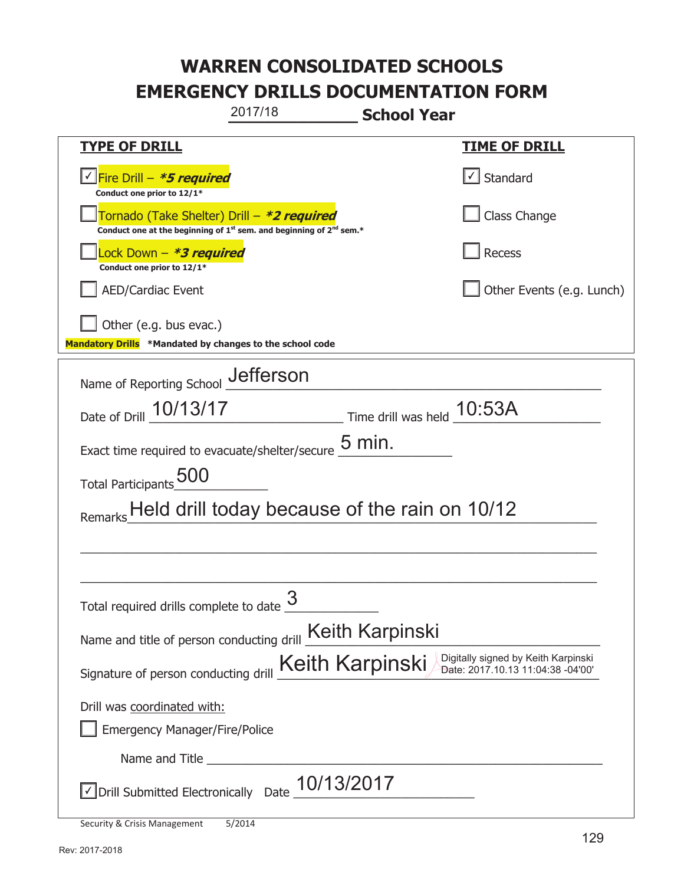# WARREN CONSOLIDATED SCHOOLS
# EMERGENCY DRILLS DOCUMENTATION FORM

2017/18 **School Year**

| **TYPE OF DRILL** | **TIME OF DRILL** |
|---|---|
| ☑ Fire Drill – ***5 required*** Conduct one prior to 12/1* | ☑ Standard |
| ☐ Tornado (Take Shelter) Drill – ***2 required*** Conduct one at the beginning of 1st sem. and beginning of 2nd sem.* | ☐ Class Change |
| ☐ Lock Down – ***3 required*** Conduct one prior to 12/1* | ☐ Recess |
| ☐ AED/Cardiac Event | ☐ Other Events (e.g. Lunch) |
| ☐ Other (e.g. bus evac.) | |

**Mandatory Drills** **\*Mandated by changes to the school code**

Name of Reporting School: Jefferson

Date of Drill: 10/13/17 Time drill was held: 10:53A

Exact time required to evacuate/shelter/secure: 5 min.

Total Participants: 500

Remarks: Held drill today because of the rain on 10/12

Total required drills complete to date: 3

Name and title of person conducting drill: Keith Karpinski

Signature of person conducting drill: Keith Karpinski (Digitally signed by Keith Karpinski Date: 2017.10.13 11:04:38 -04'00')

Drill was coordinated with:

☐ Emergency Manager/Fire/Police

Name and Title ____________________

☑ Drill Submitted Electronically Date: 10/13/2017

Security & Crisis Management 5/2014

Rev: 2017-2018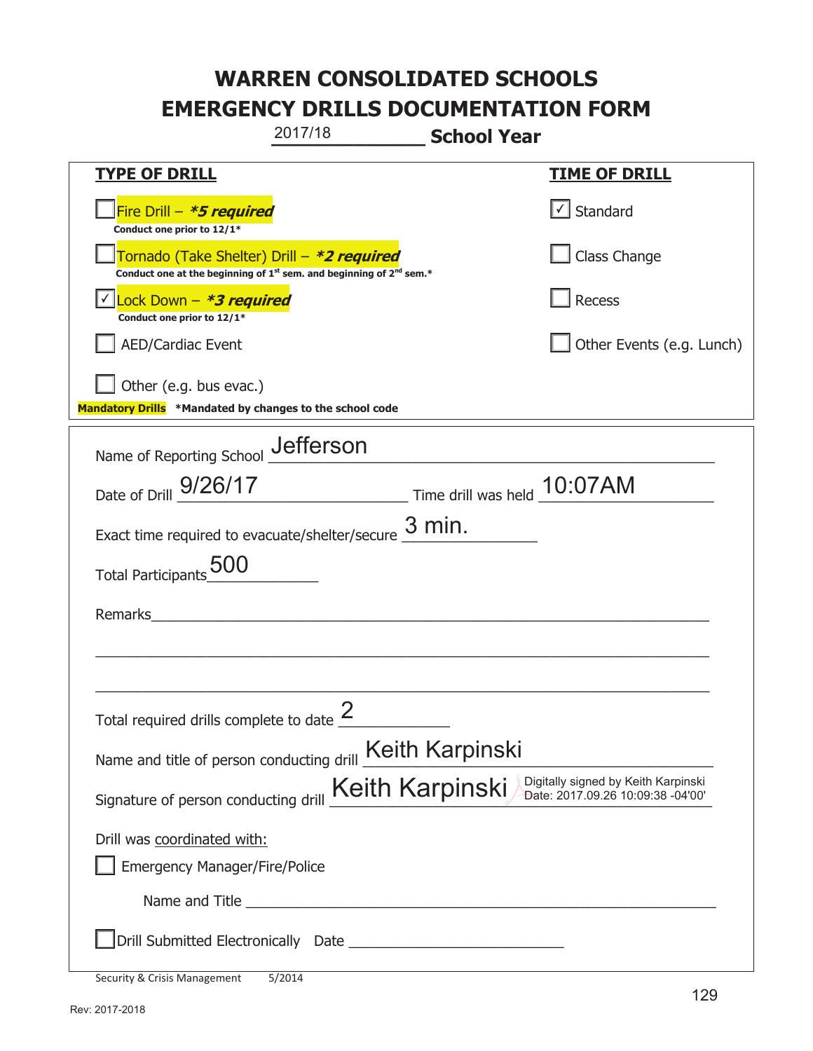# WARREN CONSOLIDATED SCHOOLS
# EMERGENCY DRILLS DOCUMENTATION FORM

2017/18 **School Year**

| TYPE OF DRILL | TIME OF DRILL |
|---|---|
| ☐ Fire Drill – ***5 required*** <br> **Conduct one prior to 12/1*** | ☑ Standard |
| ☐ Tornado (Take Shelter) Drill – ***2 required*** <br> **Conduct one at the beginning of 1st sem. and beginning of 2nd sem.*** | ☐ Class Change |
| ☑ Lock Down – ***3 required*** <br> **Conduct one prior to 12/1*** | ☐ Recess |
| ☐ AED/Cardiac Event | ☐ Other Events (e.g. Lunch) |
| ☐ Other (e.g. bus evac.) | |

**Mandatory Drills** **\*Mandated by changes to the school code**

Name of Reporting School: Jefferson

Date of Drill: 9/26/17 Time drill was held: 10:07AM

Exact time required to evacuate/shelter/secure: 3 min.

Total Participants: 500

Remarks: ____________________

Total required drills complete to date: 2

Name and title of person conducting drill: Keith Karpinski

Signature of person conducting drill: Keith Karpinski — Digitally signed by Keith Karpinski Date: 2017.09.26 10:09:38 -04'00'

Drill was coordinated with:

☐ Emergency Manager/Fire/Police

Name and Title ____________________

☐ Drill Submitted Electronically Date ____________________

Security & Crisis Management 5/2014

Rev: 2017-2018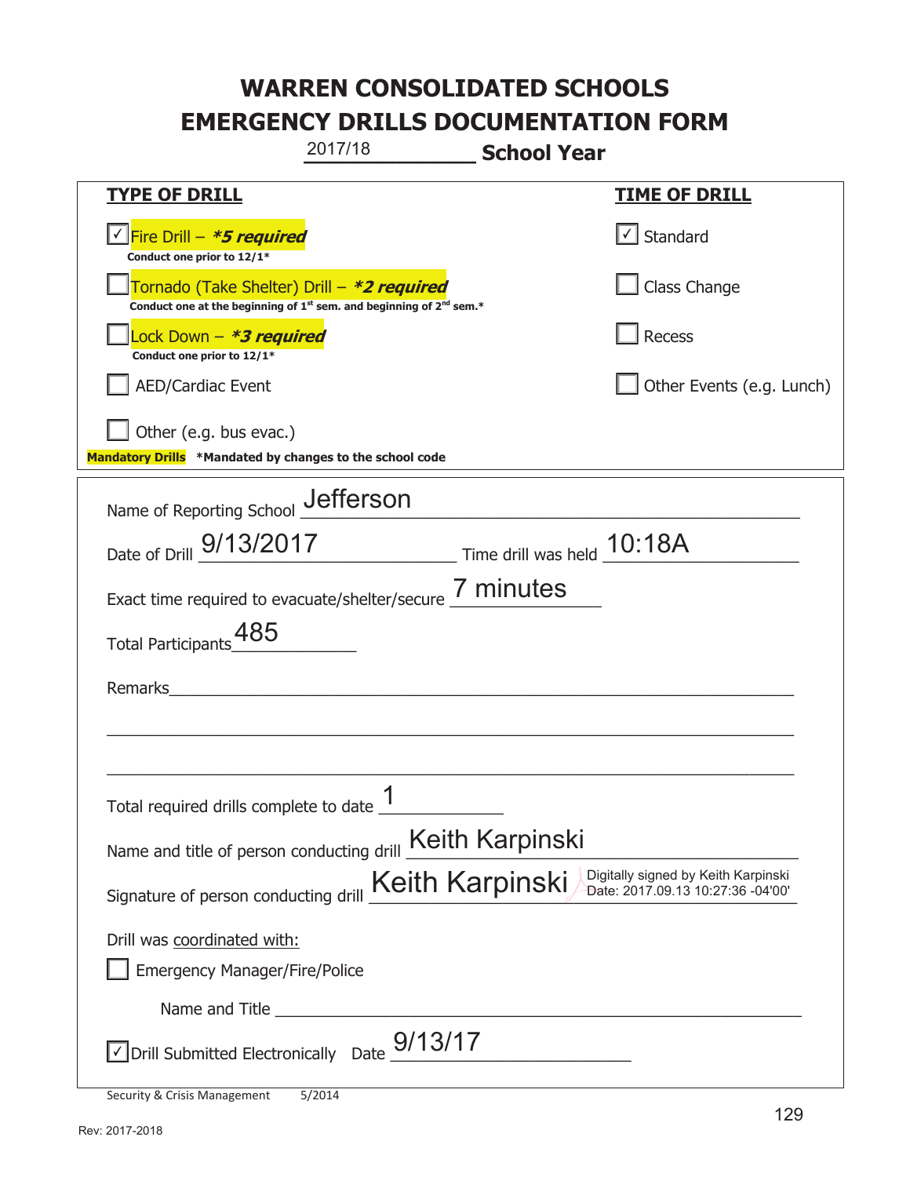# WARREN CONSOLIDATED SCHOOLS
# EMERGENCY DRILLS DOCUMENTATION FORM

2017/18 **School Year**

| **TYPE OF DRILL** | **TIME OF DRILL** |
|---|---|
| ☑ Fire Drill – ***5 required*** <br> **Conduct one prior to 12/1*** | ☑ Standard |
| ☐ Tornado (Take Shelter) Drill – ***2 required*** <br> **Conduct one at the beginning of 1st sem. and beginning of 2nd sem.*** | ☐ Class Change |
| ☐ Lock Down – ***3 required*** <br> **Conduct one prior to 12/1*** | ☐ Recess |
| ☐ AED/Cardiac Event | ☐ Other Events (e.g. Lunch) |
| ☐ Other (e.g. bus evac.) | |

**Mandatory Drills** ***Mandated by changes to the school code**

Name of Reporting School: Jefferson

Date of Drill: 9/13/2017 Time drill was held: 10:18A

Exact time required to evacuate/shelter/secure: 7 minutes

Total Participants: 485

Remarks: ______________________________

Total required drills complete to date: 1

Name and title of person conducting drill: Keith Karpinski

Signature of person conducting drill: Keith Karpinski (Digitally signed by Keith Karpinski Date: 2017.09.13 10:27:36 -04'00')

Drill was coordinated with:

☐ Emergency Manager/Fire/Police

Name and Title ______________________________

☑ Drill Submitted Electronically Date: 9/13/17

Security & Crisis Management 5/2014

Rev: 2017-2018